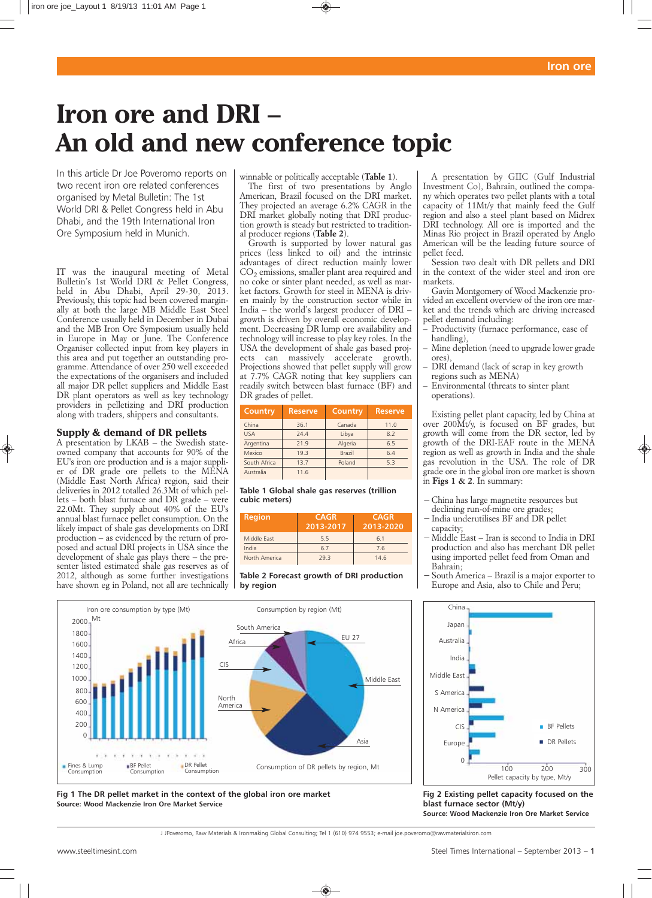# Iron ore and DRI – An old and new conference topic

In this article Dr Joe Poveromo reports on two recent iron ore related conferences organised by Metal Bulletin: The 1st World DRI & Pellet Congress held in Abu Dhabi, and the 19th International Iron Ore Symposium held in Munich.

IT was the inaugural meeting of Metal Bulletin's 1st World DRI & Pellet Congress, held in Abu Dhabi, April 29-30, 2013. Previously, this topic had been covered marginally at both the large MB Middle East Steel Conference usually held in December in Dubai and the MB Iron Ore Symposium usually held in Europe in May or June. The Conference Organiser collected input from key players in this area and put together an outstanding programme. Attendance of over 250 well exceeded the expectations of the organisers and included all major DR pellet suppliers and Middle East DR plant operators as well as key technology providers in pelletizing and DRI production along with traders, shippers and consultants.

## Supply & demand of DR pellets

A presentation by LKAB – the Swedish state-owned company that accounts for 90% of the EU's iron ore production and is a major supplier of DR grade ore pellets to the MENA (Middle East North Africa) region, said their deliveries in 2012 totalled 26.3Mt of which pellets – both blast furnace and DR grade – were 22.0Mt. They supply about 40% of the EU's annual blast furnace pellet consumption. On the likely impact of shale gas developments on DRI production – as evidenced by the return of proposed and actual DRI projects in USA since the development of shale gas plays there – the presenter listed estimated shale gas reserves as of 2012, although as some further investigations have shown eg in Poland, not all are technically winnable or politically acceptable (**Table 1**).

The first of two presentations by Anglo American, Brazil focused on the DRI market. They projected an average 6.2% CAGR in the DRI market globally noting that DRI production growth is steady but restricted to traditional producer regions (**Table 2**).

Growth is supported by lower natural gas prices (less linked to oil) and the intrinsic advantages of direct reduction mainly lower $CO_2$ emissions, smaller plant area required and no coke or sinter plant needed, as well as market factors. Growth for steel in MENA is driven mainly by the construction sector while in India – the world's largest producer of DRI – growth is driven by overall economic development. Decreasing DR lump ore availability and technology will increase to play key roles. In the USA the development of shale gas based projects can massively accelerate growth. Projections showed that pellet supply will grow at 7.7% CAGR noting that key suppliers can readily switch between blast furnace (BF) and DR grades of pellet.

| Country | Reserve | Country | Reserve |
|---|---|---|---|
| China | 36.1 | Canada | 11.0 |
| USA | 24.4 | Libya | 8.2 |
| Argentina | 21.9 | Algeria | 6.5 |
| Mexico | 19.3 | Brazil | 6.4 |
| South Africa | 13.7 | Poland | 5.3 |
| Australia | 11.6 | | |

**Table 1 Global shale gas reserves (trillion cubic meters)**

| Region | CAGR 2013-2017 | CAGR 2013-2020 |
|---|---|---|
| Middle East | 5.5 | 6.1 |
| India | 6.7 | 7.6 |
| North America | 29.3 | 14.6 |

**Table 2 Forecast growth of DRI production by region**

A presentation by GIIC (Gulf Industrial Investment Co), Bahrain, outlined the company which operates two pellet plants with a total capacity of 11Mt/y that mainly feed the Gulf region and also a steel plant based on Midrex DRI technology. All ore is imported and the Minas Rio project in Brazil operated by Anglo American will be the leading future source of pellet feed.

Session two dealt with DR pellets and DRI in the context of the wider steel and iron ore markets.

Gavin Montgomery of Wood Mackenzie provided an excellent overview of the iron ore market and the trends which are driving increased pellet demand including:

- Productivity (furnace performance, ease of handling),
- Mine depletion (need to upgrade lower grade ores),
- DRI demand (lack of scrap in key growth regions such as MENA)
- Environmental (threats to sinter plant operations).

Existing pellet plant capacity, led by China at over 200Mt/y, is focused on BF grades, but growth will come from the DR sector, led by growth of the DRI-EAF route in the MENA region as well as growth in India and the shale gas revolution in the USA. The role of DR grade ore in the global iron ore market is shown in **Figs 1 & 2**. In summary:

- China has large magnetite resources but declining run-of-mine ore grades;
- India underutilises BF and DR pellet capacity;
- Middle East – Iran is second to India in DRI production and also has merchant DR pellet using imported pellet feed from Oman and Bahrain;
- South America – Brazil is a major exporter to Europe and Asia, also to Chile and Peru;

**Fig 1 The DR pellet market in the context of the global iron ore market**
**Source: Wood Mackenzie Iron Ore Market Service**

**Fig 2 Existing pellet capacity focused on the blast furnace sector (Mt/y)**
**Source: Wood Mackenzie Iron Ore Market Service**

J JPoveromo, Raw Materials & Ironmaking Global Consulting; Tel 1 (610) 974 9553; e-mail joe.poveromo@rawmaterialsiron.com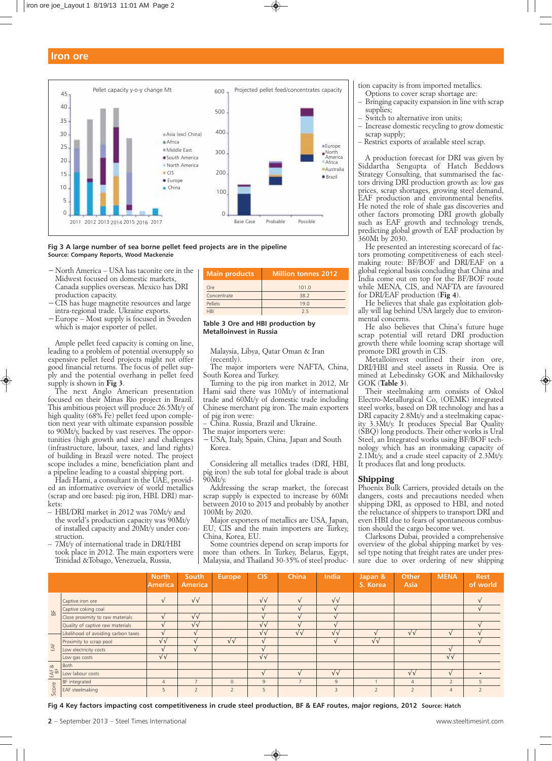## Iron ore

**Fig 3 A large number of sea borne pellet feed projects are in the pipeline**
**Source: Company Reports, Wood Mackenzie**

– North America – USA has taconite ore in the Midwest focused on domestic markets, Canada supplies overseas. Mexico has DRI production capacity.
– CIS has huge magnetite resources and large intra-regional trade. Ukraine exports.
– Europe – Most supply is focused in Sweden which is major exporter of pellet.

Ample pellet feed capacity is coming on line, leading to a problem of potential oversupply so expensive pellet feed projects might not offer good financial returns. The focus of pellet supply and the potential overhang in pellet feed supply is shown in **Fig 3**.

The next Anglo American presentation focused on their Minas Rio project in Brazil. This ambitious project will produce 26.5Mt/y of high quality (68% Fe) pellet feed upon completion next year with ultimate expansion possible to 90Mt/y, backed by vast reserves. The opportunities (high growth and size) and challenges (infrastructure, labour, taxes, and land rights) of building in Brazil were noted. The project scope includes a mine, beneficiation plant and a pipeline leading to a coastal shipping port.

Hadi Hami, a consultant in the UAE, provided an informative overview of world metallics (scrap and ore based: pig iron, HBI. DRI) markets:
– HBI/DRI market in 2012 was 70Mt/y and the world's production capacity was 90Mt/y of installed capacity and 20Mt/y under construction.
– 7Mt/y of international trade in DRI/HBI took place in 2012. The main exporters were Trinidad &Tobago, Venezuela, Russia, Malaysia, Libya, Qatar Oman & Iran (recently).

| Main products | Million tonnes 2012 |
|---|---|
| Ore | 101.0 |
| Concentrate | 38.2 |
| Pellets | 19.0 |
| HBI | 2.5 |

**Table 3 Ore and HBI production by Metalloinvest in Russia**

The major importers were NAFTA, China, South Korea and Turkey.

Turning to the pig iron market in 2012, Mr Hami said there was 10Mt/y of international trade and 60Mt/y of domestic trade including Chinese merchant pig iron. The main exporters of pig iron were:
– China. Russia, Brazil and Ukraine.

The major importers were:
– USA, Italy, Spain, China, Japan and South Korea.

Considering all metallics trades (DRI, HBI, pig iron) the sub total for global trade is about 90Mt/y.

Addressing the scrap market, the forecast scrap supply is expected to increase by 60Mt between 2010 to 2015 and probably by another 100Mt by 2020.

Major exporters of metallics are USA, Japan, EU, CIS and the main importers are Turkey, China, Korea, EU.

Some countries depend on scrap imports for more than others. In Turkey, Belarus, Egypt, Malaysia, and Thailand 30-35% of steel production capacity is from imported metallics.

Options to cover scrap shortage are:
– Bringing capacity expansion in line with scrap supplies;
– Switch to alternative iron units;
– Increase domestic recycling to grow domestic scrap supply;
– Restrict exports of available steel scrap.

A production forecast for DRI was given by Siddartha Sengupta of Hatch Beddows Strategy Consulting, that summarised the factors driving DRI production growth as: low gas prices, scrap shortages, growing steel demand, EAF production and environmental benefits. He noted the role of shale gas discoveries and other factors promoting DRI growth globally such as EAF growth and technology trends, predicting global growth of EAF production by 360Mt by 2030.

He presented an interesting scorecard of factors promoting competitiveness of each steelmaking route: BF/BOF and DRI/EAF on a global regional basis concluding that China and India come out on top for the BF/BOF route while MENA, CIS, and NAFTA are favoured for DRI/EAF production (**Fig 4**).

He believes that shale gas exploitation globally will lag behind USA largely due to environmental concerns.

He also believes that China's future huge scrap potential will retard DRI production growth there while looming scrap shortage will promote DRI growth in CIS.

Metalloinvest outlined their iron ore, DRI/HBI and steel assets in Russia. Ore is mined at Lebedinsky GOK and Mikhailovsky GOK (**Table 3**).

Their steelmaking arm consists of Oskol Electro-Metallurgical Co, (OEMK) integrated steel works, based on DR technology and has a DRI capacity 2.8Mt/y and a steelmaking capacity 3.3Mt/y. It produces Special Bar Quality (SBQ) long products. Their other works is Ural Steel, an Integrated works using BF technology which has an ironmaking capacity of 2.1Mt/y, and a crude steel capacity of 2.3Mt/y. It produces flat and long products.

### Shipping

Phoenix Bulk Carriers, provided details on the dangers, costs and precautions needed when shipping DRI, as opposed to HBI, and noted the reluctance of shippers to transport DRI and even HBI due to fears of spontaneous combustion should the cargo become wet.

Clarksons Dubai, provided a comprehensive overview of the global shipping market by vessel type noting that freight rates are under pressure due to over ordering of new shipping

| | | North America | South America | Europe | CIS | China | India | Japan & S. Korea | Other Asia | MENA | Rest of world |
|---|---|---|---|---|---|---|---|---|---|---|---|
| BF | Captive iron ore | √ | √√ | | √√ | √ | √√ | | | | √ |
| | Captive coking coal | | | | √ | √ | √ | | | | √ |
| | Close proximity to raw materials | √ | √√ | | √ | √ | √ | | | | |
| | Quality of captive raw materials | √ | √√ | | √√ | √ | √ | | | | √ |
| | Likelihood of avoiding carbon taxes | √ | √ | | √√ | √√ | √√ | √ | √√ | √ | √ |
| EAF | Proximity to scrap pool | √√ | √ | √√ | √ | | √ | √√ | | | √ |
| | Low electricity costs | √ | √ | | √ | | | | | √ | |
| | Low gas costs | √√ | | | √√ | | | | | √√ | |
| EAF & BF | Both | | | | | | | | | | |
| | Low labour costs | | | | √ | √ | √√ | | √√ | √ | • |
| Score | BF integrated | 4 | 7 | 0 | 9 | 7 | 9 | 1 | 4 | 2 | 5 |
| | EAF steelmaking | 5 | 2 | 2 | 5 | | 3 | 2 | 2 | 4 | 2 |

**Fig 4 Key factors impacting cost competitiveness in crude steel production, BF & EAF routes, major regions, 2012** Source: Hatch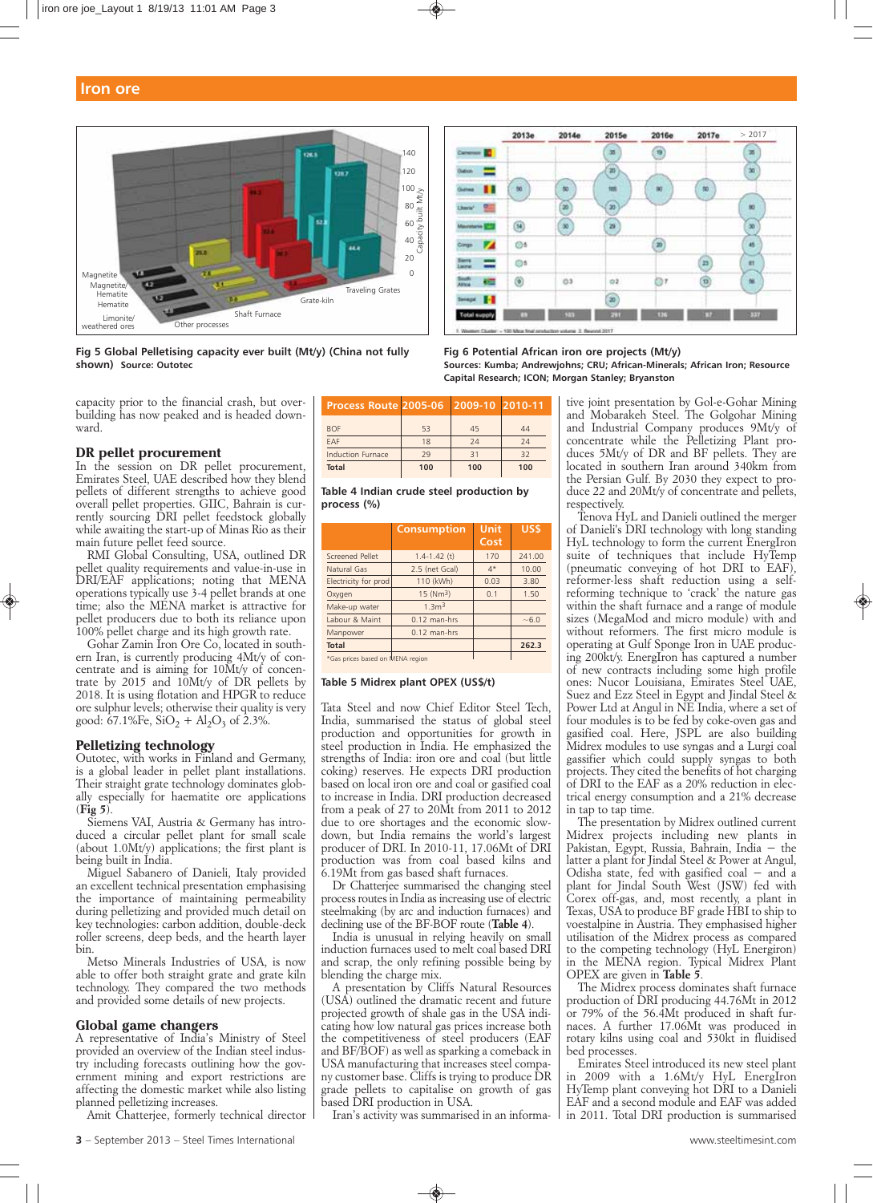## Iron ore

Fig 5 Global Pelletising capacity ever built (Mt/y) (China not fully shown) Source: Outotec

Fig 6 Potential African iron ore projects (Mt/y)
Sources: Kumba; Andrewjohns; CRU; African-Minerals; African Iron; Resource Capital Research; ICON; Morgan Stanley; Bryanston

capacity prior to the financial crash, but overbuilding has now peaked and is headed downward.

### DR pellet procurement

In the session on DR pellet procurement, Emirates Steel, UAE described how they blend pellets of different strengths to achieve good overall pellet properties. GIIC, Bahrain is currently sourcing DRI pellet feedstock globally while awaiting the start-up of Minas Rio as their main future pellet feed source.

RMI Global Consulting, USA, outlined DR pellet quality requirements and value-in-use in DRI/EAF applications; noting that MENA operations typically use 3-4 pellet brands at one time; also the MENA market is attractive for pellet producers due to both its reliance upon 100% pellet charge and its high growth rate.

Gohar Zamin Iron Ore Co, located in southern Iran, is currently producing 4Mt/y of concentrate and is aiming for 10Mt/y of concentrate by 2015 and 10Mt/y of DR pellets by 2018. It is using flotation and HPGR to reduce ore sulphur levels; otherwise their quality is very good: 67.1%Fe, $SiO_2$ + $Al_2O_3$ of 2.3%.

### Pelletizing technology

Outotec, with works in Finland and Germany, is a global leader in pellet plant installations. Their straight grate technology dominates globally especially for haematite ore applications (**Fig 5**).

Siemens VAI, Austria & Germany has introduced a circular pellet plant for small scale (about 1.0Mt/y) applications; the first plant is being built in India.

Miguel Sabanero of Danieli, Italy provided an excellent technical presentation emphasising the importance of maintaining permeability during pelletizing and provided much detail on key technologies: carbon addition, double-deck roller screens, deep beds, and the hearth layer bin.

Metso Minerals Industries of USA, is now able to offer both straight grate and grate kiln technology. They compared the two methods and provided some details of new projects.

### Global game changers

A representative of India's Ministry of Steel provided an overview of the Indian steel industry including forecasts outlining how the government mining and export restrictions are affecting the domestic market while also listing planned pelletizing increases.

Amit Chatterjee, formerly technical director

| Process Route | 2005-06 | 2009-10 | 2010-11 |
|---|---|---|---|
| BOF | 53 | 45 | 44 |
| EAF | 18 | 24 | 24 |
| Induction Furnace | 29 | 31 | 32 |
| Total | 100 | 100 | 100 |

**Table 4 Indian crude steel production by process (%)**

| | Consumption | Unit Cost | US$ |
|---|---|---|---|
| Screened Pellet | 1.4-1.42 (t) | 170 | 241.00 |
| Natural Gas | 2.5 (net Gcal) | 4* | 10.00 |
| Electricity for prod | 110 (kWh) | 0.03 | 3.80 |
| Oxygen | 15 (Nm3) | 0.1 | 1.50 |
| Make-up water | 1.3m$^3$ | | |
| Labour & Maint | 0.12 man-hrs | | ~6.0 |
| Manpower | 0.12 man-hrs | | |
| **Total** | | | **262.3** |

*Gas prices based on MENA region

**Table 5 Midrex plant OPEX (US$/t)**

Tata Steel and now Chief Editor Steel Tech, India, summarised the status of global steel production and opportunities for growth in steel production in India. He emphasized the strengths of India: iron ore and coal (but little coking) reserves. He expects DRI production based on local iron ore and coal or gasified coal to increase in India. DRI production decreased from a peak of 27 to 20Mt from 2011 to 2012 due to ore shortages and the economic slowdown, but India remains the world's largest producer of DRI. In 2010-11, 17.06Mt of DRI production was from coal based kilns and 6.19Mt from gas based shaft furnaces.

Dr Chatterjee summarised the changing steel process routes in India as increasing use of electric steelmaking (by arc and induction furnaces) and declining use of the BF-BOF route (**Table 4**).

India is unusual in relying heavily on small induction furnaces used to melt coal based DRI and scrap, the only refining possible being by blending the charge mix.

A presentation by Cliffs Natural Resources (USA) outlined the dramatic recent and future projected growth of shale gas in the USA indicating how low natural gas prices increase both the competitiveness of steel producers (EAF and BF/BOF) as well as sparking a comeback in USA manufacturing that increases steel company customer base. Cliffs is trying to produce DR grade pellets to capitalise on growth of gas based DRI production in USA.

Iran's activity was summarised in an informative joint presentation by Gol-e-Gohar Mining and Mobarakeh Steel. The Golgohar Mining and Industrial Company produces 9Mt/y of concentrate while the Pelletizing Plant produces 5Mt/y of DR and BF pellets. They are located in southern Iran around 340km from the Persian Gulf. By 2030 they expect to produce 22 and 20Mt/y of concentrate and pellets, respectively.

Tenova HyL and Danieli outlined the merger of Danieli's DRI technology with long standing HyL technology to form the current EnergIron suite of techniques that include HyTemp (pneumatic conveying of hot DRI to EAF), reformer-less shaft reduction using a self-reforming technique to 'crack' the nature gas within the shaft furnace and a range of module sizes (MegaMod and micro module) with and without reformers. The first micro module is operating at Gulf Sponge Iron in UAE producing 200kt/y. EnergIron has captured a number of new contracts including some high profile ones: Nucor Louisiana, Emirates Steel UAE, Suez and Ezz Steel in Egypt and Jindal Steel & Power Ltd at Angul in NE India, where a set of four modules is to be fed by coke-oven gas and gasified coal. Here, JSPL are also building Midrex modules to use syngas and a Lurgi coal gassifier which could supply syngas to both projects. They cited the benefits of hot charging of DRI to the EAF as a 20% reduction in electrical energy consumption and a 21% decrease in tap to tap time.

The presentation by Midrex outlined current Midrex projects including new plants in Pakistan, Egypt, Russia, Bahrain, India – the latter a plant for Jindal Steel & Power at Angul, Odisha state, fed with gasified coal – and a plant for Jindal South West (JSW) fed with Corex off-gas, and, most recently, a plant in Texas, USA to produce BF grade HBI to ship to voestalpine in Austria. They emphasised higher utilisation of the Midrex process as compared to the competing technology (HyL Energiron) in the MENA region. Typical Midrex Plant OPEX are given in **Table 5**.

The Midrex process dominates shaft furnace production of DRI producing 44.76Mt in 2012 or 79% of the 56.4Mt produced in shaft furnaces. A further 17.06Mt was produced in rotary kilns using coal and 530kt in fluidised bed processes.

Emirates Steel introduced its new steel plant in 2009 with a 1.6Mt/y HyL EnergIron HyTemp plant conveying hot DRI to a Danieli EAF and a second module and EAF was added in 2011. Total DRI production is summarised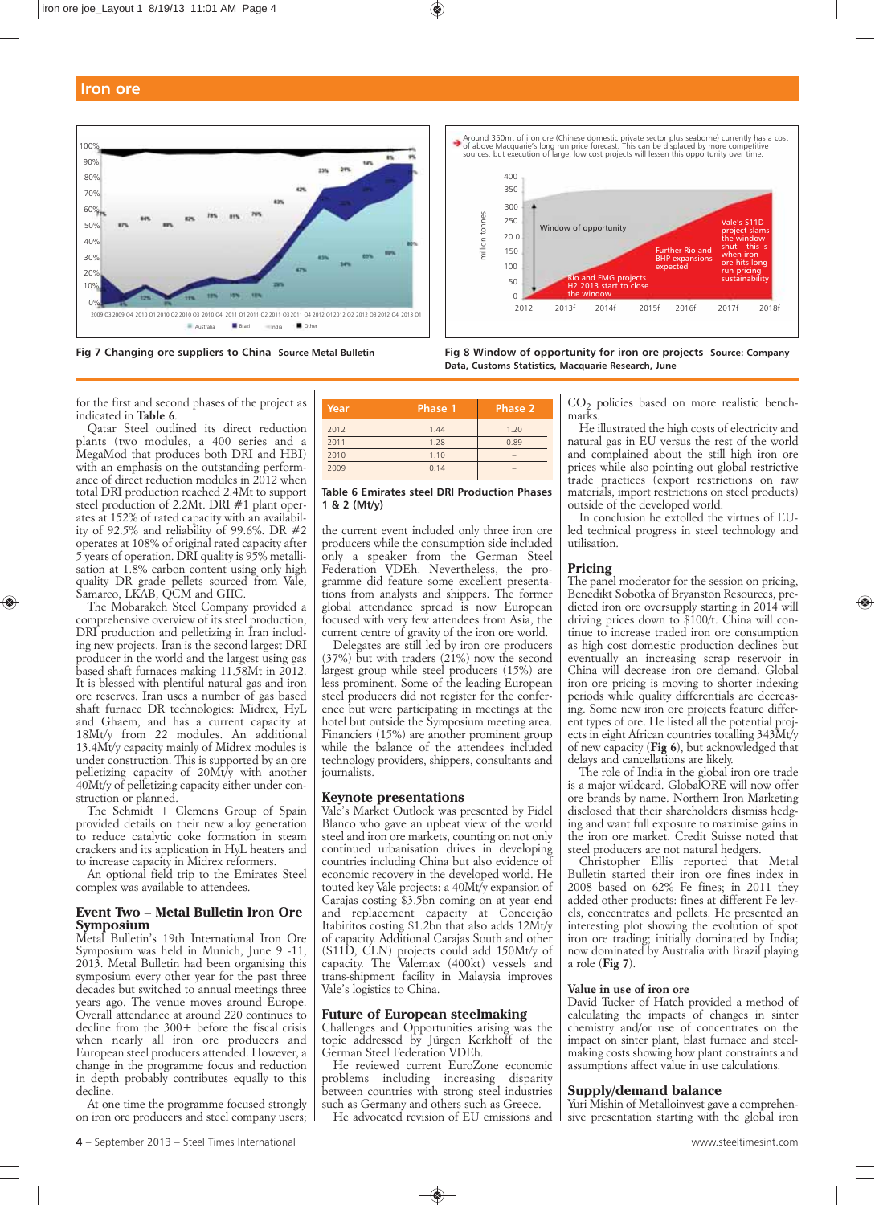## Iron ore

Fig 7 Changing ore suppliers to China Source Metal Bulletin

Fig 8 Window of opportunity for iron ore projects Source: Company Data, Customs Statistics, Macquarie Research, June

for the first and second phases of the project as indicated in **Table 6**.

Qatar Steel outlined its direct reduction plants (two modules, a 400 series and a MegaMod that produces both DRI and HBI) with an emphasis on the outstanding performance of direct reduction modules in 2012 when total DRI production reached 2.4Mt to support steel production of 2.2Mt. DRI #1 plant operates at 152% of rated capacity with an availability of 92.5% and reliability of 99.6%. DR #2 operates at 108% of original rated capacity after 5 years of operation. DRI quality is 95% metallisation at 1.8% carbon content using only high quality DR grade pellets sourced from Vale, Samarco, LKAB, QCM and GIIC.

The Mobarakeh Steel Company provided a comprehensive overview of its steel production, DRI production and pelletizing in Iran including new projects. Iran is the second largest DRI producer in the world and the largest using gas based shaft furnaces making 11.58Mt in 2012. It is blessed with plentiful natural gas and iron ore reserves. Iran uses a number of gas based shaft furnace DR technologies: Midrex, HyL and Ghaem, and has a current capacity at 18Mt/y from 22 modules. An additional 13.4Mt/y capacity mainly of Midrex modules is under construction. This is supported by an ore pelletizing capacity of 20Mt/y with another 40Mt/y of pelletizing capacity either under construction or planned.

The Schmidt + Clemens Group of Spain provided details on their new alloy generation to reduce catalytic coke formation in steam crackers and its application in HyL heaters and to increase capacity in Midrex reformers.

An optional field trip to the Emirates Steel complex was available to attendees.

### Event Two – Metal Bulletin Iron Ore Symposium

Metal Bulletin's 19th International Iron Ore Symposium was held in Munich, June 9 -11, 2013. Metal Bulletin had been organising this symposium every other year for the past three decades but switched to annual meetings three years ago. The venue moves around Europe. Overall attendance at around 220 continues to decline from the 300+ before the fiscal crisis when nearly all iron ore producers and European steel producers attended. However, a change in the programme focus and reduction in depth probably contributes equally to this decline.

At one time the programme focused strongly on iron ore producers and steel company users;

| Year | Phase 1 | Phase 2 |
|---|---|---|
| 2012 | 1.44 | 1.20 |
| 2011 | 1.28 | 0.89 |
| 2010 | 1.10 | – |
| 2009 | 0.14 | – |

**Table 6 Emirates steel DRI Production Phases 1 & 2 (Mt/y)**

the current event included only three iron ore producers while the consumption side included only a speaker from the German Steel Federation VDEh. Nevertheless, the programme did feature some excellent presentations from analysts and shippers. The former global attendance spread is now European focused with very few attendees from Asia, the current centre of gravity of the iron ore world.

Delegates are still led by iron ore producers (37%) but with traders (21%) now the second largest group while steel producers (15%) are less prominent. Some of the leading European steel producers did not register for the conference but were participating in meetings at the hotel but outside the Symposium meeting area. Financiers (15%) are another prominent group while the balance of the attendees included technology providers, shippers, consultants and journalists.

### Keynote presentations

Vale's Market Outlook was presented by Fidel Blanco who gave an upbeat view of the world steel and iron ore markets, counting on not only continued urbanisation drives in developing countries including China but also evidence of economic recovery in the developed world. He touted key Vale projects: a 40Mt/y expansion of Carajas costing $3.5bn coming on at year end and replacement capacity at Conceição Itabiritos costing $1.2bn that also adds 12Mt/y of capacity. Additional Carajas South and other (S11D, CLN) projects could add 150Mt/y of capacity. The Valemax (400kt) vessels and trans-shipment facility in Malaysia improves Vale's logistics to China.

### Future of European steelmaking

Challenges and Opportunities arising was the topic addressed by Jürgen Kerkhoff of the German Steel Federation VDEh.

He reviewed current EuroZone economic problems including increasing disparity between countries with strong steel industries such as Germany and others such as Greece.

He advocated revision of EU emissions and $CO_2$ policies based on more realistic benchmarks.

He illustrated the high costs of electricity and natural gas in EU versus the rest of the world and complained about the still high iron ore prices while also pointing out global restrictive trade practices (export restrictions on raw materials, import restrictions on steel products) outside of the developed world.

In conclusion he extolled the virtues of EU-led technical progress in steel technology and utilisation.

### Pricing

The panel moderator for the session on pricing, Benedikt Sobotka of Bryanston Resources, predicted iron ore oversupply starting in 2014 will driving prices down to $100/t. China will continue to increase traded iron ore consumption as high cost domestic production declines but eventually an increasing scrap reservoir in China will decrease iron ore demand. Global iron ore pricing is moving to shorter indexing periods while quality differentials are decreasing. Some new iron ore projects feature different types of ore. He listed all the potential projects in eight African countries totalling 343Mt/y of new capacity (**Fig 6**), but acknowledged that delays and cancellations are likely.

The role of India in the global iron ore trade is a major wildcard. GlobalORE will now offer ore brands by name. Northern Iron Marketing disclosed that their shareholders dismiss hedging and want full exposure to maximise gains in the iron ore market. Credit Suisse noted that steel producers are not natural hedgers.

Christopher Ellis reported that Metal Bulletin started their iron ore fines index in 2008 based on 62% Fe fines; in 2011 they added other products: fines at different Fe levels, concentrates and pellets. He presented an interesting plot showing the evolution of spot iron ore trading; initially dominated by India; now dominated by Australia with Brazil playing a role (**Fig 7**).

#### Value in use of iron ore

David Tucker of Hatch provided a method of calculating the impacts of changes in sinter chemistry and/or use of concentrates on the impact on sinter plant, blast furnace and steelmaking costs showing how plant constraints and assumptions affect value in use calculations.

### Supply/demand balance

Yuri Mishin of Metalloinvest gave a comprehensive presentation starting with the global iron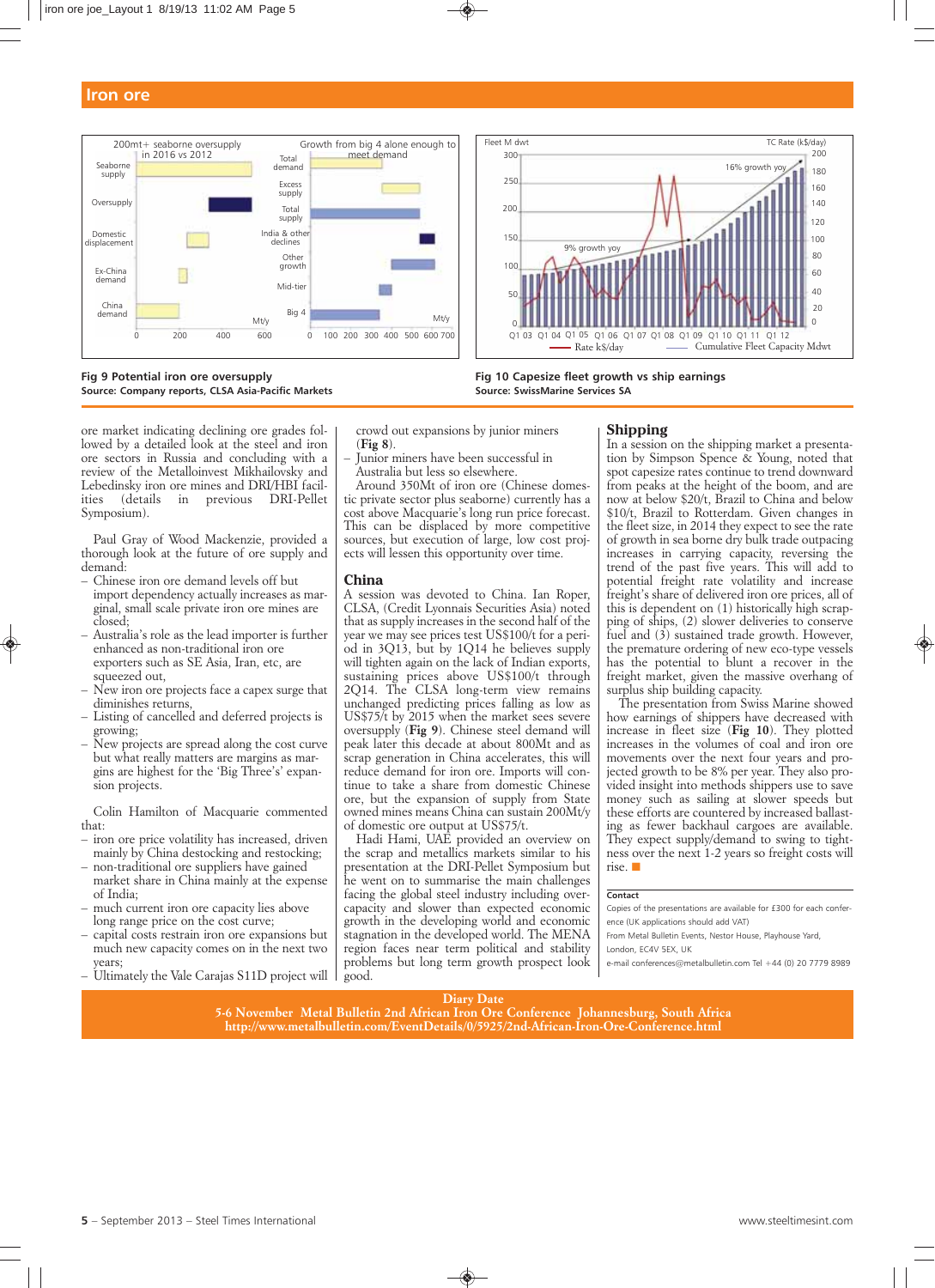## Iron ore

200mt+ seaborne oversupply in 2016 vs 2012

Growth from big 4 alone enough to meet demand

Seaborne supply

Oversupply

Domestic displacement

Ex-China demand

China demand

0 200 400 600 Mt/y

Total demand

Excess supply

Total supply

India & other declines

Other growth

Mid-tier

Big 4

0 100 200 300 400 500 600 700 Mt/y

**Fig 9 Potential iron ore oversupply**
**Source: Company reports, CLSA Asia-Pacific Markets**

Fleet M dwt

TC Rate (k$/day)

300 250 200 150 100 50 0

200 180 160 140 120 100 80 60 40 20 0

16% growth yoy

9% growth yoy

Q1 03 Q1 04 Q1 05 Q1 06 Q1 07 Q1 08 Q1 09 Q1 10 Q1 11 Q1 12

Rate k$/day

Cumulative Fleet Capacity Mdwt

**Fig 10 Capesize fleet growth vs ship earnings**
**Source: SwissMarine Services SA**

ore market indicating declining ore grades followed by a detailed look at the steel and iron ore sectors in Russia and concluding with a review of the Metalloinvest Mikhailovsky and Lebedinsky iron ore mines and DRI/HBI facilities (details in previous DRI-Pellet Symposium).

Paul Gray of Wood Mackenzie, provided a thorough look at the future of ore supply and demand:

- Chinese iron ore demand levels off but import dependency actually increases as marginal, small scale private iron ore mines are closed;
- Australia's role as the lead importer is further enhanced as non-traditional iron ore exporters such as SE Asia, Iran, etc, are squeezed out,
- New iron ore projects face a capex surge that diminishes returns,
- Listing of cancelled and deferred projects is growing;
- New projects are spread along the cost curve but what really matters are margins as margins are highest for the 'Big Three's' expansion projects.

Colin Hamilton of Macquarie commented that:

- iron ore price volatility has increased, driven mainly by China destocking and restocking;
- non-traditional ore suppliers have gained market share in China mainly at the expense of India;
- much current iron ore capacity lies above long range price on the cost curve;
- capital costs restrain iron ore expansions but much new capacity comes on in the next two years;
- Ultimately the Vale Carajas S11D project will crowd out expansions by junior miners (**Fig 8**).
- Junior miners have been successful in Australia but less so elsewhere.

Around 350Mt of iron ore (Chinese domestic private sector plus seaborne) currently has a cost above Macquarie's long run price forecast. This can be displaced by more competitive sources, but execution of large, low cost projects will lessen this opportunity over time.

### China

A session was devoted to China. Ian Roper, CLSA, (Credit Lyonnais Securities Asia) noted that as supply increases in the second half of the year we may see prices test US$100/t for a period in 3Q13, but by 1Q14 he believes supply will tighten again on the lack of Indian exports, sustaining prices above US$100/t through 2Q14. The CLSA long-term view remains unchanged predicting prices falling as low as US$75/t by 2015 when the market sees severe oversupply (**Fig 9**). Chinese steel demand will peak later this decade at about 800Mt and as scrap generation in China accelerates, this will reduce demand for iron ore. Imports will continue to take a share from domestic Chinese ore, but the expansion of supply from State owned mines means China can sustain 200Mt/y of domestic ore output at US$75/t.

Hadi Hami, UAE provided an overview on the scrap and metallics markets similar to his presentation at the DRI-Pellet Symposium but he went on to summarise the main challenges facing the global steel industry including overcapacity and slower than expected economic growth in the developing world and economic stagnation in the developed world. The MENA region faces near term political and stability problems but long term growth prospect look good.

### Shipping

In a session on the shipping market a presentation from Simpson Spence & Young, noted that spot capesize rates continue to trend downward from peaks at the height of the boom, and are now at below $20/t, Brazil to China and below $10/t, Brazil to Rotterdam. Given changes in the fleet size, in 2014 they expect to see the rate of growth in sea borne dry bulk trade outpacing increases in carrying capacity, reversing the trend of the past five years. This will add to potential freight rate volatility and increase freight's share of delivered iron ore prices, all of this is dependent on (1) historically high scrapping of ships, (2) slower deliveries to conserve fuel and (3) sustained trade growth. However, the premature ordering of new eco-type vessels has the potential to blunt a recover in the freight market, given the massive overhang of surplus ship building capacity.

The presentation from Swiss Marine showed how earnings of shippers have decreased with increase in fleet size (**Fig 10**). They plotted increases in the volumes of coal and iron ore movements over the next four years and projected growth to be 8% per year. They also provided insight into methods shippers use to save money such as sailing at slower speeds but these efforts are countered by increased ballasting as fewer backhaul cargoes are available. They expect supply/demand to swing to tightness over the next 1-2 years so freight costs will rise. ■

**Contact**

Copies of the presentations are available for £300 for each conference (UK applications should add VAT)

From Metal Bulletin Events, Nestor House, Playhouse Yard, London, EC4V 5EX, UK

e-mail conferences@metalbulletin.com Tel +44 (0) 20 7779 8989

**Diary Date**
**5-6 November Metal Bulletin 2nd African Iron Ore Conference Johannesburg, South Africa**
**http://www.metalbulletin.com/EventDetails/0/5925/2nd-African-Iron-Ore-Conference.html**